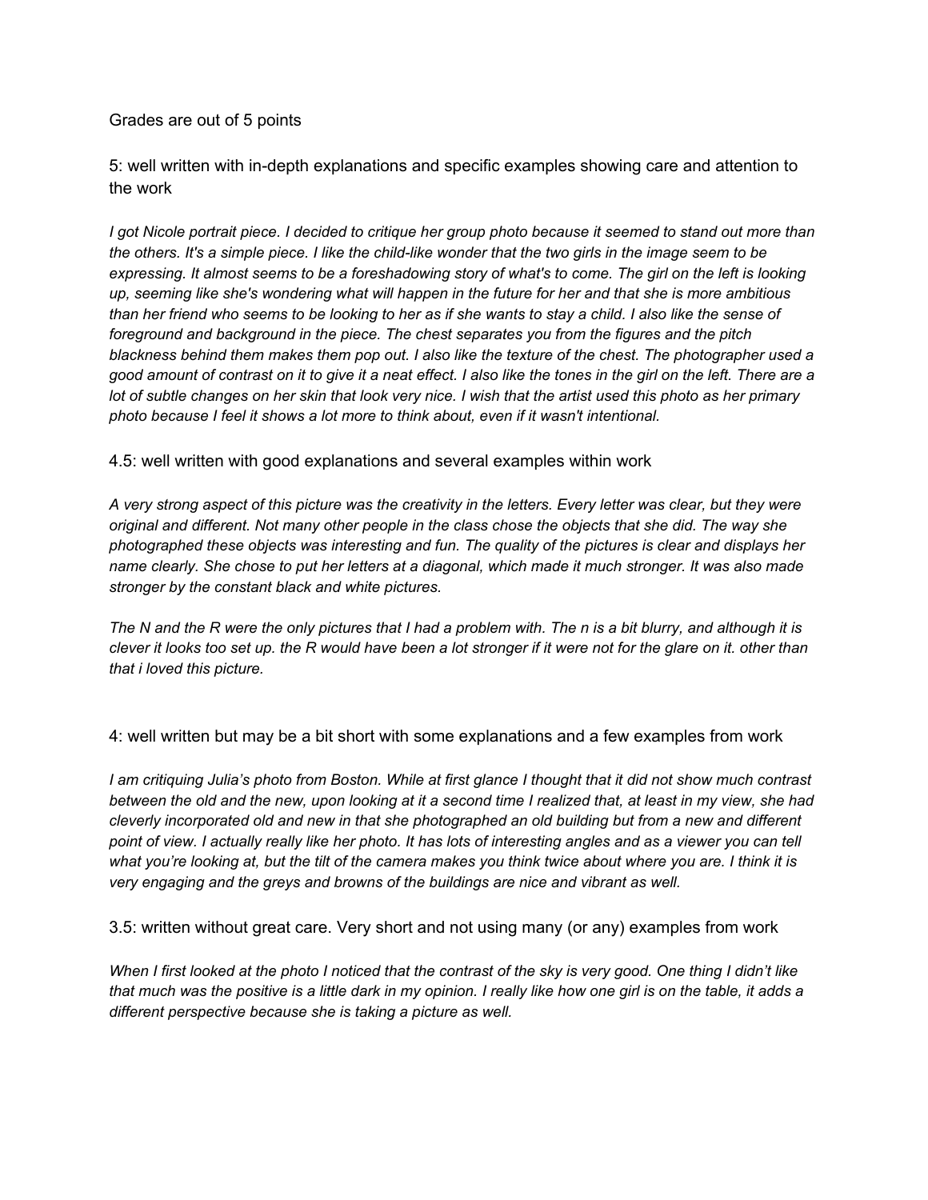Grades are out of 5 points

5: well written with in-depth explanations and specific examples showing care and attention to the work

*I got Nicole portrait piece. I decided to critique her group photo because it seemed to stand out more than the others. It's a simple piece. I like the child-like wonder that the two girls in the image seem to be expressing. It almost seems to be a foreshadowing story of what's to come. The girl on the left is looking up, seeming like she's wondering what will happen in the future for her and that she is more ambitious than her friend who seems to be looking to her as if she wants to stay a child. I also like the sense of foreground and background in the piece. The chest separates you from the figures and the pitch blackness behind them makes them pop out. I also like the texture of the chest. The photographer used a good amount of contrast on it to give it a neat effect. I also like the tones in the girl on the left. There are a lot of subtle changes on her skin that look very nice. I wish that the artist used this photo as her primary photo because I feel it shows a lot more to think about, even if it wasn't intentional.*

4.5: well written with good explanations and several examples within work

*A very strong aspect of this picture was the creativity in the letters. Every letter was clear, but they were original and different. Not many other people in the class chose the objects that she did. The way she photographed these objects was interesting and fun. The quality of the pictures is clear and displays her name clearly. She chose to put her letters at a diagonal, which made it much stronger. It was also made stronger by the constant black and white pictures.*

*The N and the R were the only pictures that I had a problem with. The n is a bit blurry, and although it is clever it looks too set up. the R would have been a lot stronger if it were not for the glare on it. other than that i loved this picture.*

4: well written but may be a bit short with some explanations and a few examples from work

*I am critiquing Julia's photo from Boston. While at first glance I thought that it did not show much contrast between the old and the new, upon looking at it a second time I realized that, at least in my view, she had cleverly incorporated old and new in that she photographed an old building but from a new and different point of view. I actually really like her photo. It has lots of interesting angles and as a viewer you can tell what you're looking at, but the tilt of the camera makes you think twice about where you are. I think it is very engaging and the greys and browns of the buildings are nice and vibrant as well.*

3.5: written without great care. Very short and not using many (or any) examples from work

*When I first looked at the photo I noticed that the contrast of the sky is very good. One thing I didn't like that much was the positive is a little dark in my opinion. I really like how one girl is on the table, it adds a different perspective because she is taking a picture as well.*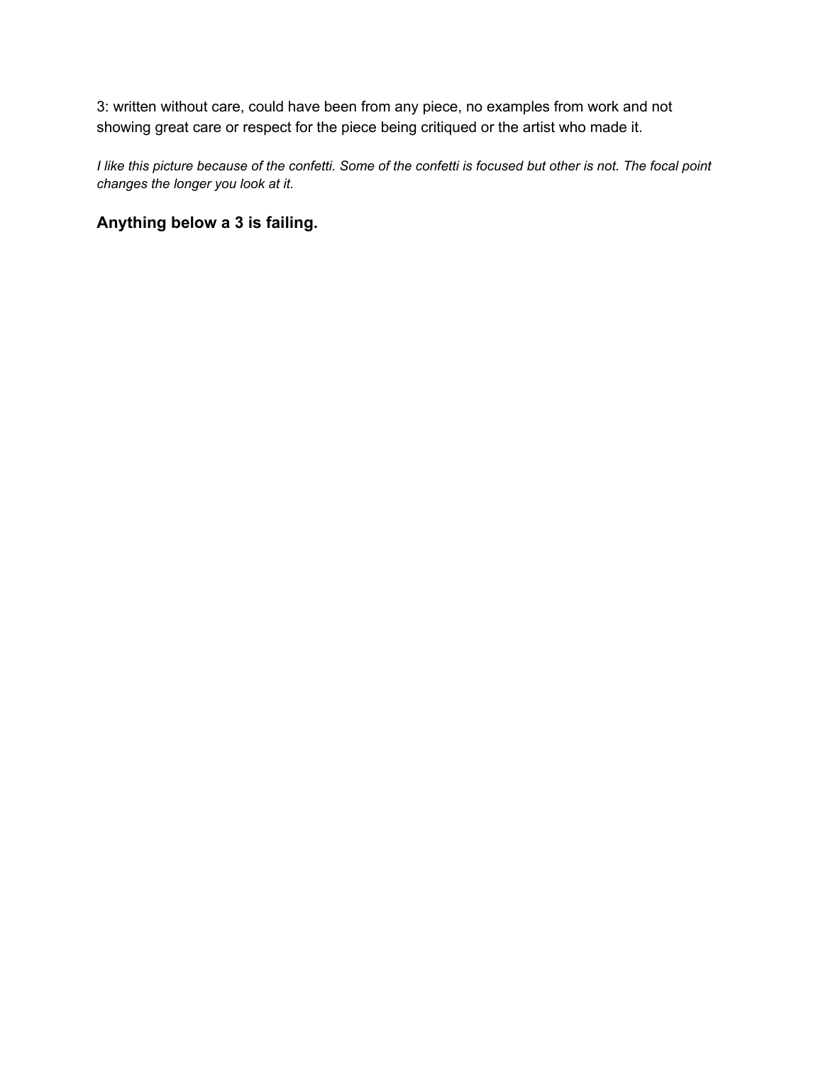3: written without care, could have been from any piece, no examples from work and not showing great care or respect for the piece being critiqued or the artist who made it.

*I like this picture because of the confetti. Some of the confetti is focused but other is not. The focal point changes the longer you look at it.*

**Anything below a 3 is failing.**